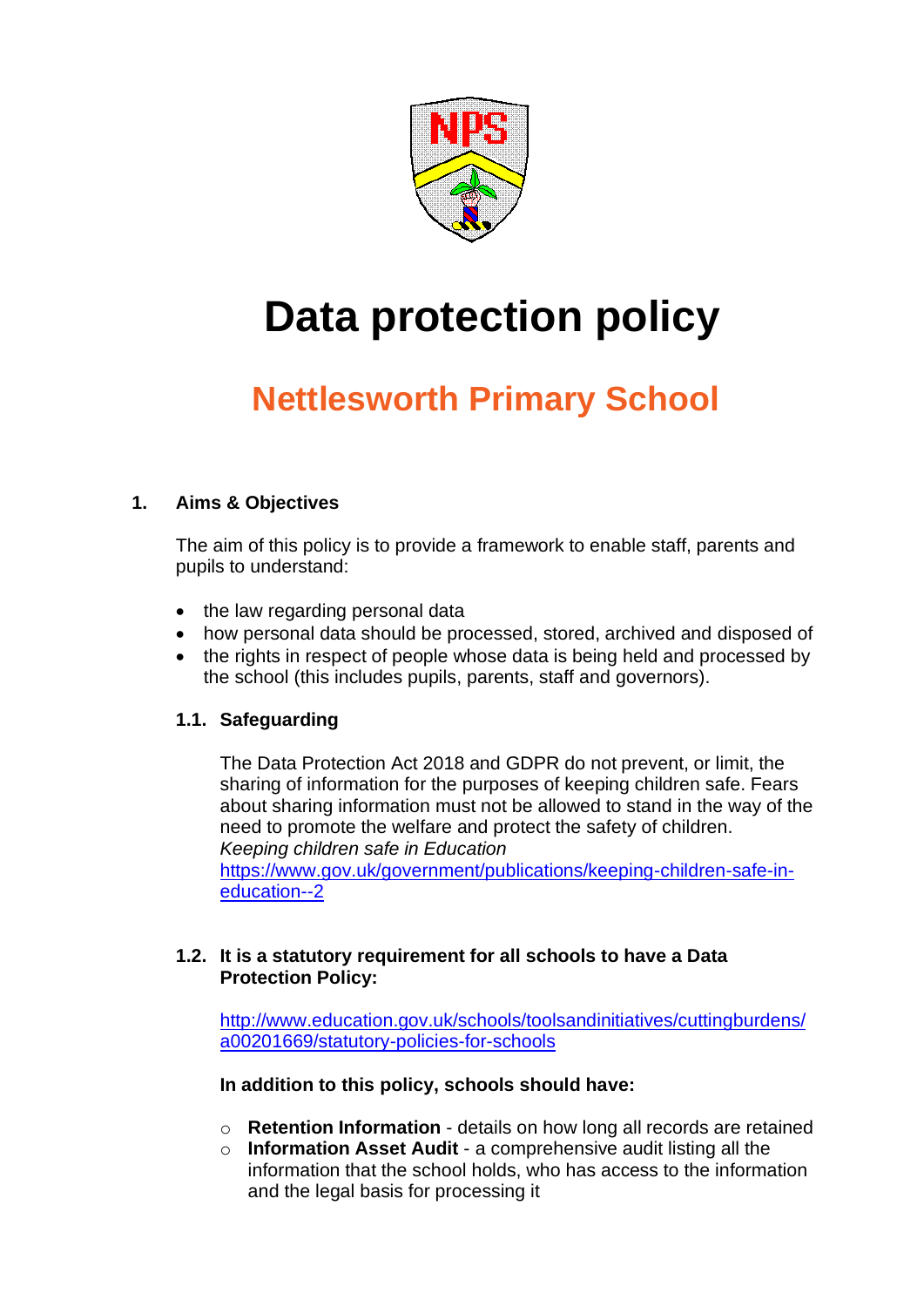# Data protection policy

## Nettlesworth Primary School

### 1. Aims & Objectives

The aim of this policy is to provide a framework to enable staff, parents and pupils to understand:

- the law regarding personal data
- how personal data should be processed, stored, archived and disposed of
- the rights in respect of people whose data is being held and processed by the school (this includes pupils, parents, staff and governors).

#### 1.1. Safeguarding

The Data Protection Act 2018 and GDPR do not prevent, or limit, the sharing of information for the purposes of keeping children safe. Fears about sharing information must not be allowed to stand in the way of the need to promote the welfare and protect the safety of children.
*Keeping children safe in Education*
https://www.gov.uk/government/publications/keeping-children-safe-in-education--2

#### 1.2. It is a statutory requirement for all schools to have a Data Protection Policy:

http://www.education.gov.uk/schools/toolsandinitiatives/cuttingburdens/a00201669/statutory-policies-for-schools

**In addition to this policy, schools should have:**

- **Retention Information** - details on how long all records are retained
- **Information Asset Audit** - a comprehensive audit listing all the information that the school holds, who has access to the information and the legal basis for processing it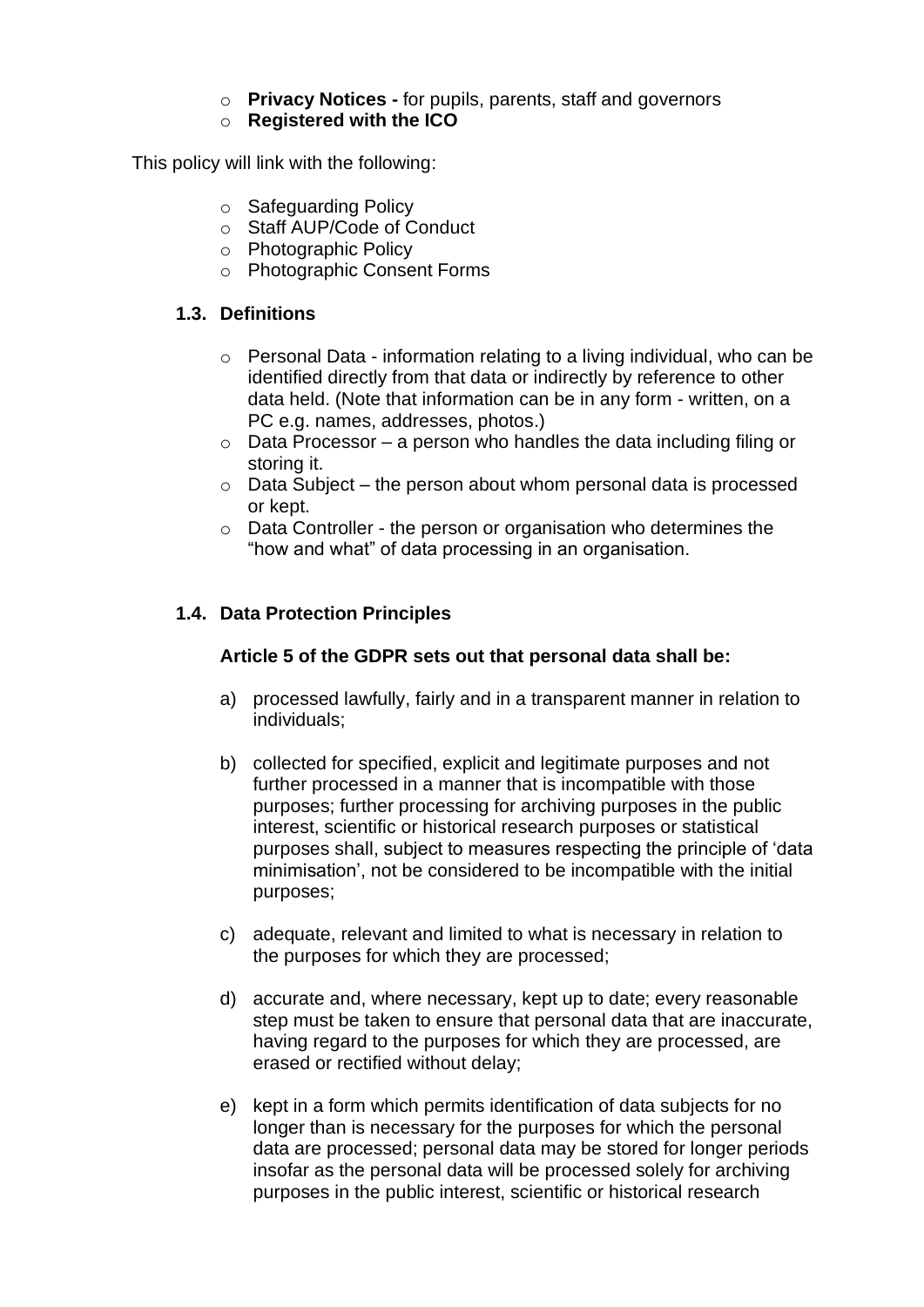- **Privacy Notices -** for pupils, parents, staff and governors
- **Registered with the ICO**

This policy will link with the following:

- Safeguarding Policy
- Staff AUP/Code of Conduct
- Photographic Policy
- Photographic Consent Forms

### 1.3. Definitions

- Personal Data - information relating to a living individual, who can be identified directly from that data or indirectly by reference to other data held. (Note that information can be in any form - written, on a PC e.g. names, addresses, photos.)
- Data Processor – a person who handles the data including filing or storing it.
- Data Subject – the person about whom personal data is processed or kept.
- Data Controller - the person or organisation who determines the "how and what" of data processing in an organisation.

### 1.4. Data Protection Principles

**Article 5 of the GDPR sets out that personal data shall be:**

a) processed lawfully, fairly and in a transparent manner in relation to individuals;

b) collected for specified, explicit and legitimate purposes and not further processed in a manner that is incompatible with those purposes; further processing for archiving purposes in the public interest, scientific or historical research purposes or statistical purposes shall, subject to measures respecting the principle of 'data minimisation', not be considered to be incompatible with the initial purposes;

c) adequate, relevant and limited to what is necessary in relation to the purposes for which they are processed;

d) accurate and, where necessary, kept up to date; every reasonable step must be taken to ensure that personal data that are inaccurate, having regard to the purposes for which they are processed, are erased or rectified without delay;

e) kept in a form which permits identification of data subjects for no longer than is necessary for the purposes for which the personal data are processed; personal data may be stored for longer periods insofar as the personal data will be processed solely for archiving purposes in the public interest, scientific or historical research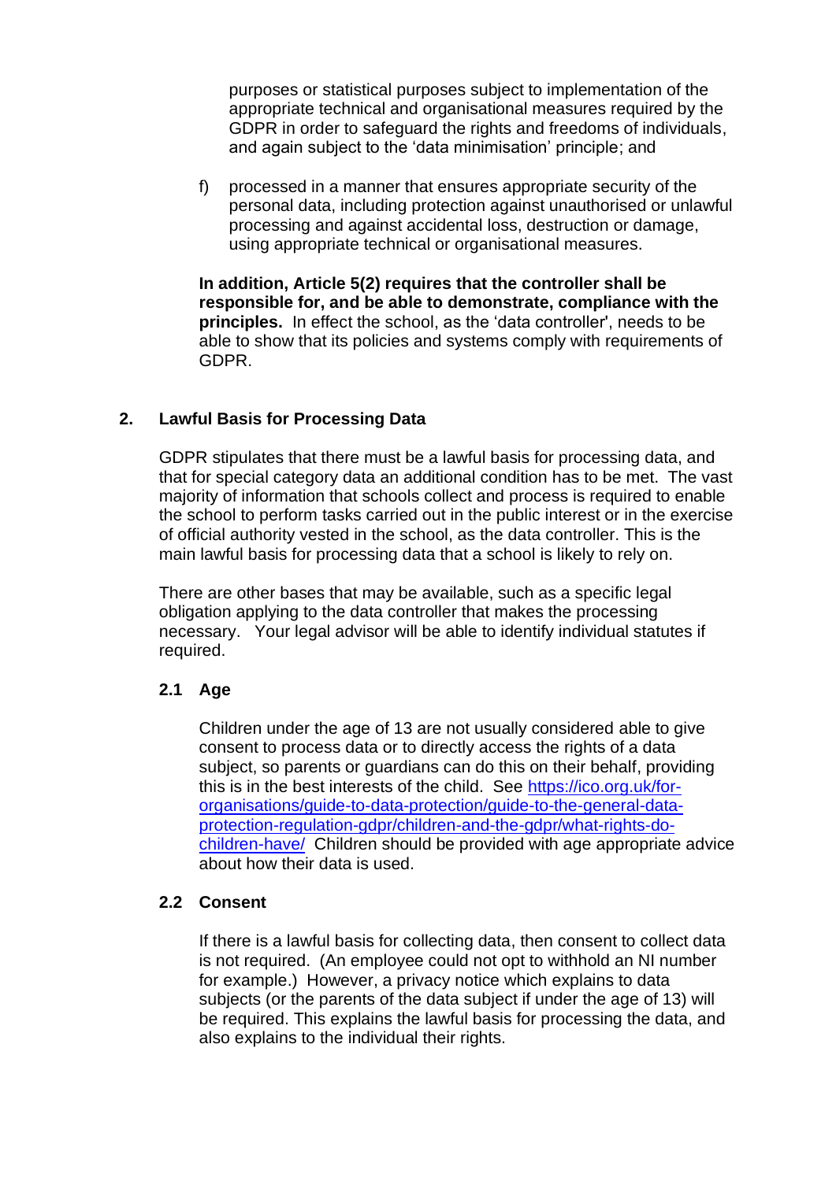purposes or statistical purposes subject to implementation of the appropriate technical and organisational measures required by the GDPR in order to safeguard the rights and freedoms of individuals, and again subject to the 'data minimisation' principle; and

f) processed in a manner that ensures appropriate security of the personal data, including protection against unauthorised or unlawful processing and against accidental loss, destruction or damage, using appropriate technical or organisational measures.

**In addition, Article 5(2) requires that the controller shall be responsible for, and be able to demonstrate, compliance with the principles.** In effect the school, as the 'data controller', needs to be able to show that its policies and systems comply with requirements of GDPR.

## 2. Lawful Basis for Processing Data

GDPR stipulates that there must be a lawful basis for processing data, and that for special category data an additional condition has to be met. The vast majority of information that schools collect and process is required to enable the school to perform tasks carried out in the public interest or in the exercise of official authority vested in the school, as the data controller. This is the main lawful basis for processing data that a school is likely to rely on.

There are other bases that may be available, such as a specific legal obligation applying to the data controller that makes the processing necessary. Your legal advisor will be able to identify individual statutes if required.

### 2.1 Age

Children under the age of 13 are not usually considered able to give consent to process data or to directly access the rights of a data subject, so parents or guardians can do this on their behalf, providing this is in the best interests of the child. See [https://ico.org.uk/for-organisations/guide-to-data-protection/guide-to-the-general-data-protection-regulation-gdpr/children-and-the-gdpr/what-rights-do-children-have/](https://ico.org.uk/for-organisations/guide-to-data-protection/guide-to-the-general-data-protection-regulation-gdpr/children-and-the-gdpr/what-rights-do-children-have/) Children should be provided with age appropriate advice about how their data is used.

### 2.2 Consent

If there is a lawful basis for collecting data, then consent to collect data is not required. (An employee could not opt to withhold an NI number for example.) However, a privacy notice which explains to data subjects (or the parents of the data subject if under the age of 13) will be required. This explains the lawful basis for processing the data, and also explains to the individual their rights.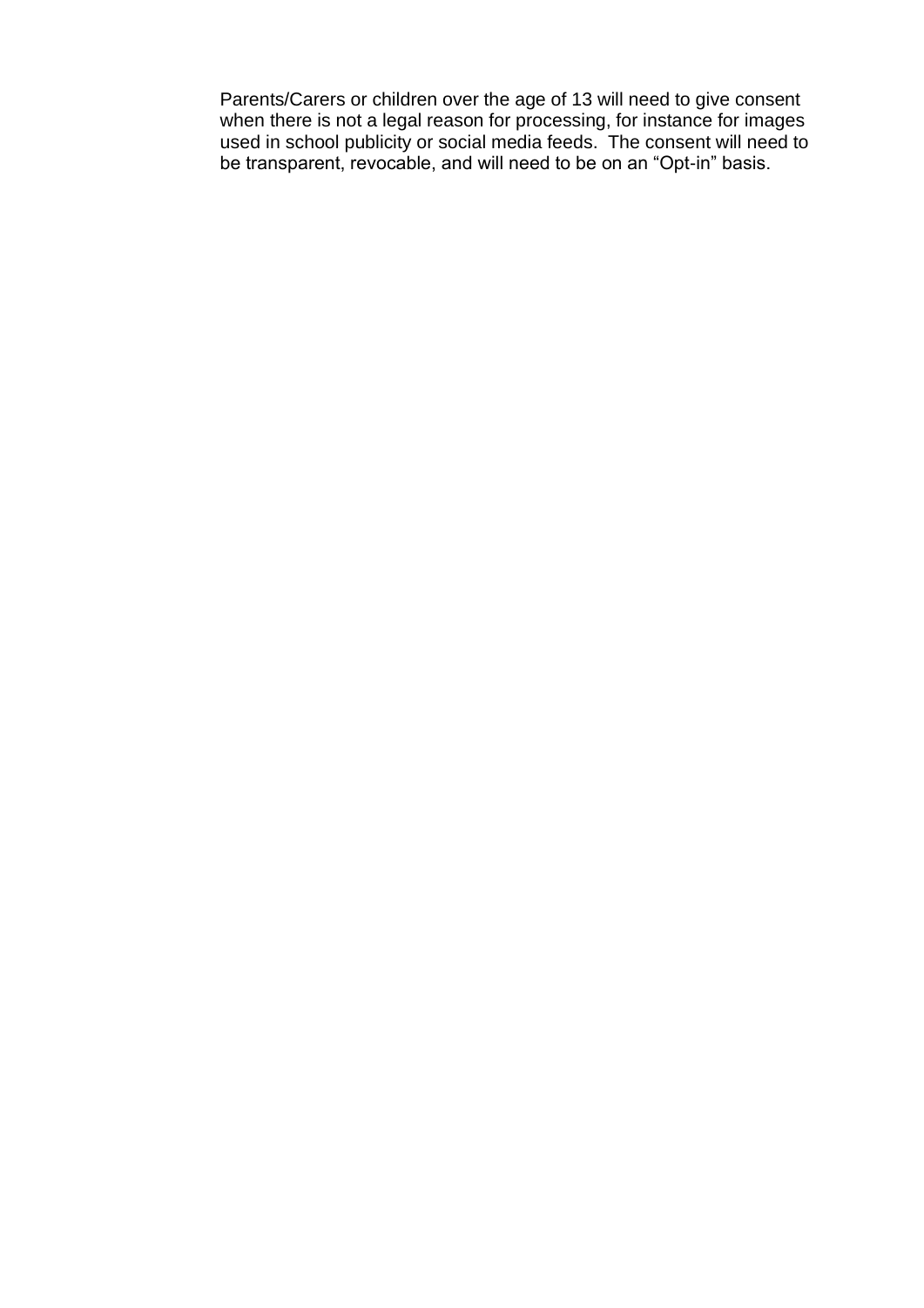Parents/Carers or children over the age of 13 will need to give consent when there is not a legal reason for processing, for instance for images used in school publicity or social media feeds. The consent will need to be transparent, revocable, and will need to be on an “Opt-in” basis.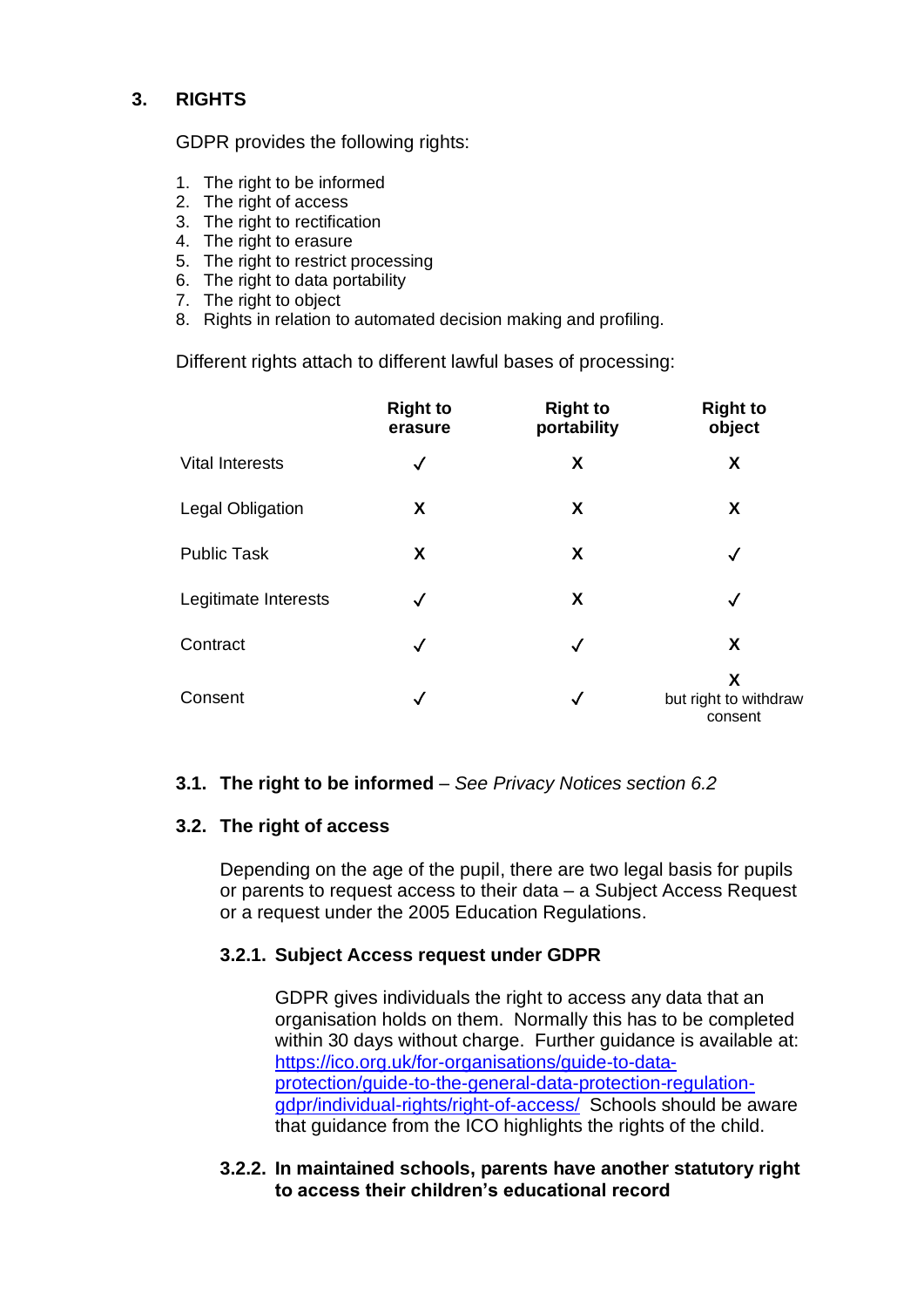## 3. RIGHTS

GDPR provides the following rights:

1. The right to be informed
2. The right of access
3. The right to rectification
4. The right to erasure
5. The right to restrict processing
6. The right to data portability
7. The right to object
8. Rights in relation to automated decision making and profiling.

Different rights attach to different lawful bases of processing:

| | Right to erasure | Right to portability | Right to object |
|---|---|---|---|
| Vital Interests | ✓ | X | X |
| Legal Obligation | X | X | X |
| Public Task | X | X | ✓ |
| Legitimate Interests | ✓ | X | ✓ |
| Contract | ✓ | ✓ | X |
| Consent | ✓ | ✓ | X but right to withdraw consent |

### 3.1. The right to be informed – *See Privacy Notices section 6.2*

### 3.2. The right of access

Depending on the age of the pupil, there are two legal basis for pupils or parents to request access to their data – a Subject Access Request or a request under the 2005 Education Regulations.

#### 3.2.1. Subject Access request under GDPR

GDPR gives individuals the right to access any data that an organisation holds on them. Normally this has to be completed within 30 days without charge. Further guidance is available at: https://ico.org.uk/for-organisations/guide-to-data-protection/guide-to-the-general-data-protection-regulation-gdpr/individual-rights/right-of-access/ Schools should be aware that guidance from the ICO highlights the rights of the child.

#### 3.2.2. In maintained schools, parents have another statutory right to access their children's educational record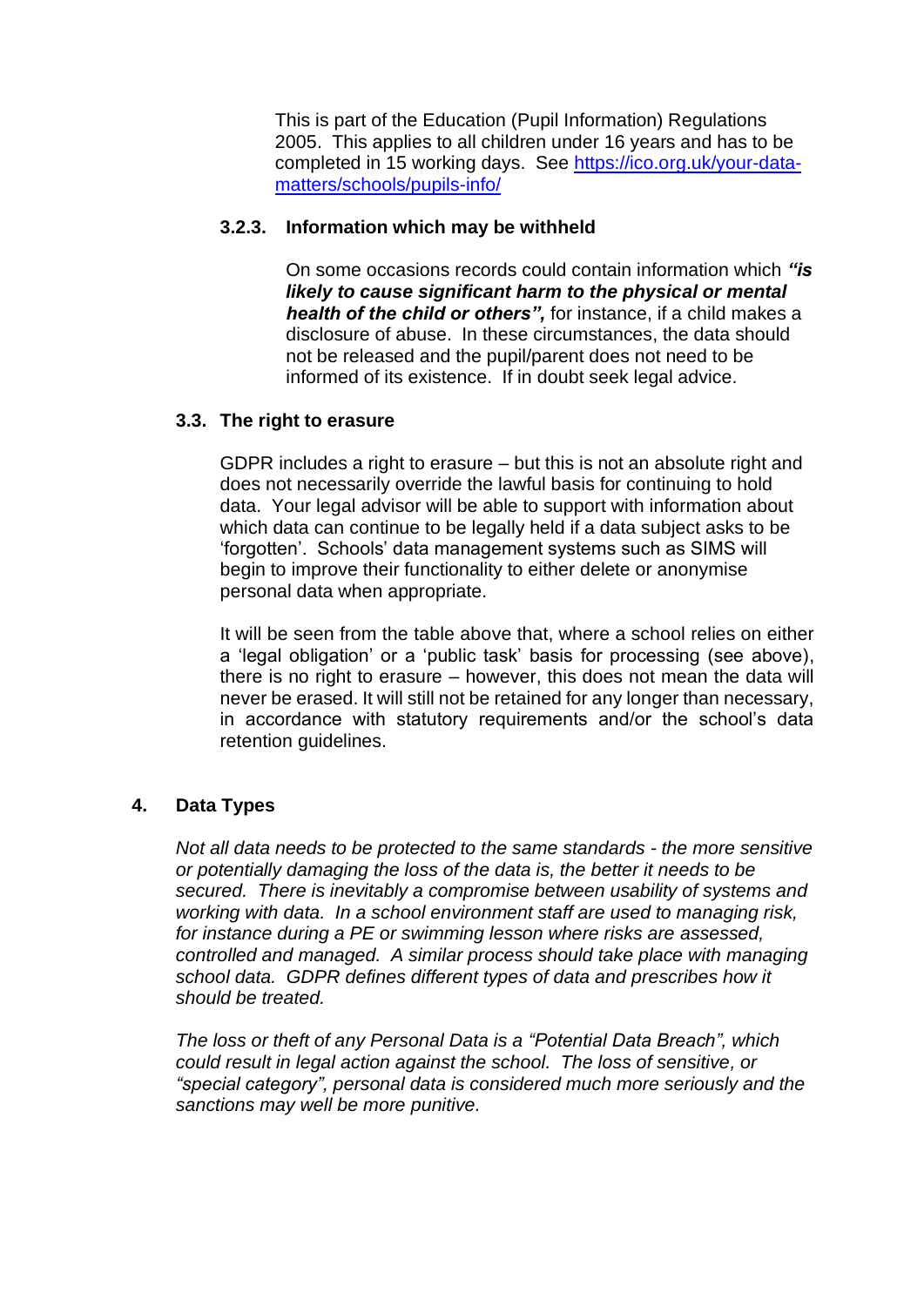This is part of the Education (Pupil Information) Regulations 2005. This applies to all children under 16 years and has to be completed in 15 working days. See [https://ico.org.uk/your-data-matters/schools/pupils-info/](https://ico.org.uk/your-data-matters/schools/pupils-info/)

#### 3.2.3. Information which may be withheld

On some occasions records could contain information which ***"is likely to cause significant harm to the physical or mental health of the child or others",*** for instance, if a child makes a disclosure of abuse. In these circumstances, the data should not be released and the pupil/parent does not need to be informed of its existence. If in doubt seek legal advice.

### 3.3. The right to erasure

GDPR includes a right to erasure – but this is not an absolute right and does not necessarily override the lawful basis for continuing to hold data. Your legal advisor will be able to support with information about which data can continue to be legally held if a data subject asks to be 'forgotten'. Schools' data management systems such as SIMS will begin to improve their functionality to either delete or anonymise personal data when appropriate.

It will be seen from the table above that, where a school relies on either a 'legal obligation' or a 'public task' basis for processing (see above), there is no right to erasure – however, this does not mean the data will never be erased. It will still not be retained for any longer than necessary, in accordance with statutory requirements and/or the school's data retention guidelines.

## 4. Data Types

*Not all data needs to be protected to the same standards - the more sensitive or potentially damaging the loss of the data is, the better it needs to be secured. There is inevitably a compromise between usability of systems and working with data. In a school environment staff are used to managing risk, for instance during a PE or swimming lesson where risks are assessed, controlled and managed. A similar process should take place with managing school data. GDPR defines different types of data and prescribes how it should be treated.*

*The loss or theft of any Personal Data is a "Potential Data Breach", which could result in legal action against the school. The loss of sensitive, or "special category", personal data is considered much more seriously and the sanctions may well be more punitive.*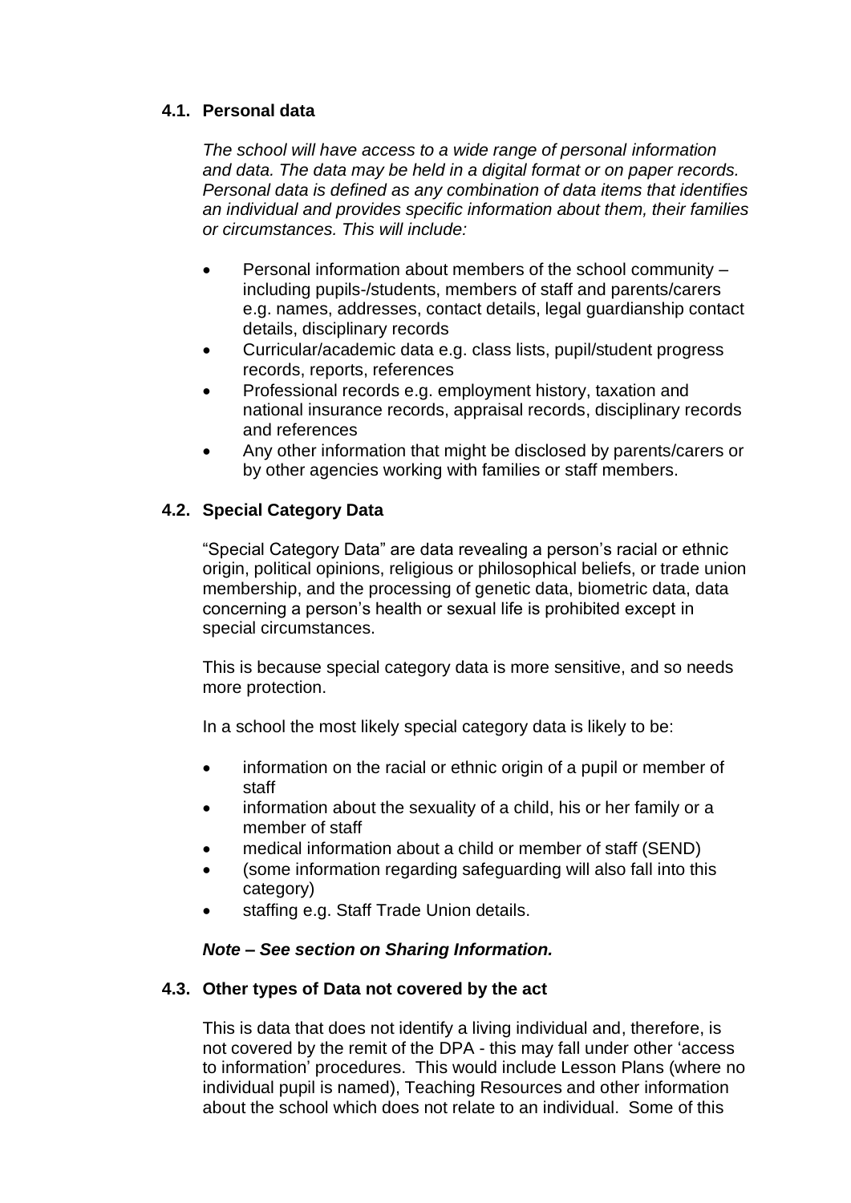### 4.1. Personal data

*The school will have access to a wide range of personal information and data. The data may be held in a digital format or on paper records. Personal data is defined as any combination of data items that identifies an individual and provides specific information about them, their families or circumstances. This will include:*

- Personal information about members of the school community – including pupils-/students, members of staff and parents/carers e.g. names, addresses, contact details, legal guardianship contact details, disciplinary records
- Curricular/academic data e.g. class lists, pupil/student progress records, reports, references
- Professional records e.g. employment history, taxation and national insurance records, appraisal records, disciplinary records and references
- Any other information that might be disclosed by parents/carers or by other agencies working with families or staff members.

### 4.2. Special Category Data

"Special Category Data" are data revealing a person's racial or ethnic origin, political opinions, religious or philosophical beliefs, or trade union membership, and the processing of genetic data, biometric data, data concerning a person's health or sexual life is prohibited except in special circumstances.

This is because special category data is more sensitive, and so needs more protection.

In a school the most likely special category data is likely to be:

- information on the racial or ethnic origin of a pupil or member of staff
- information about the sexuality of a child, his or her family or a member of staff
- medical information about a child or member of staff (SEND)
- (some information regarding safeguarding will also fall into this category)
- staffing e.g. Staff Trade Union details.

***Note – See section on Sharing Information.***

### 4.3. Other types of Data not covered by the act

This is data that does not identify a living individual and, therefore, is not covered by the remit of the DPA - this may fall under other 'access to information' procedures. This would include Lesson Plans (where no individual pupil is named), Teaching Resources and other information about the school which does not relate to an individual. Some of this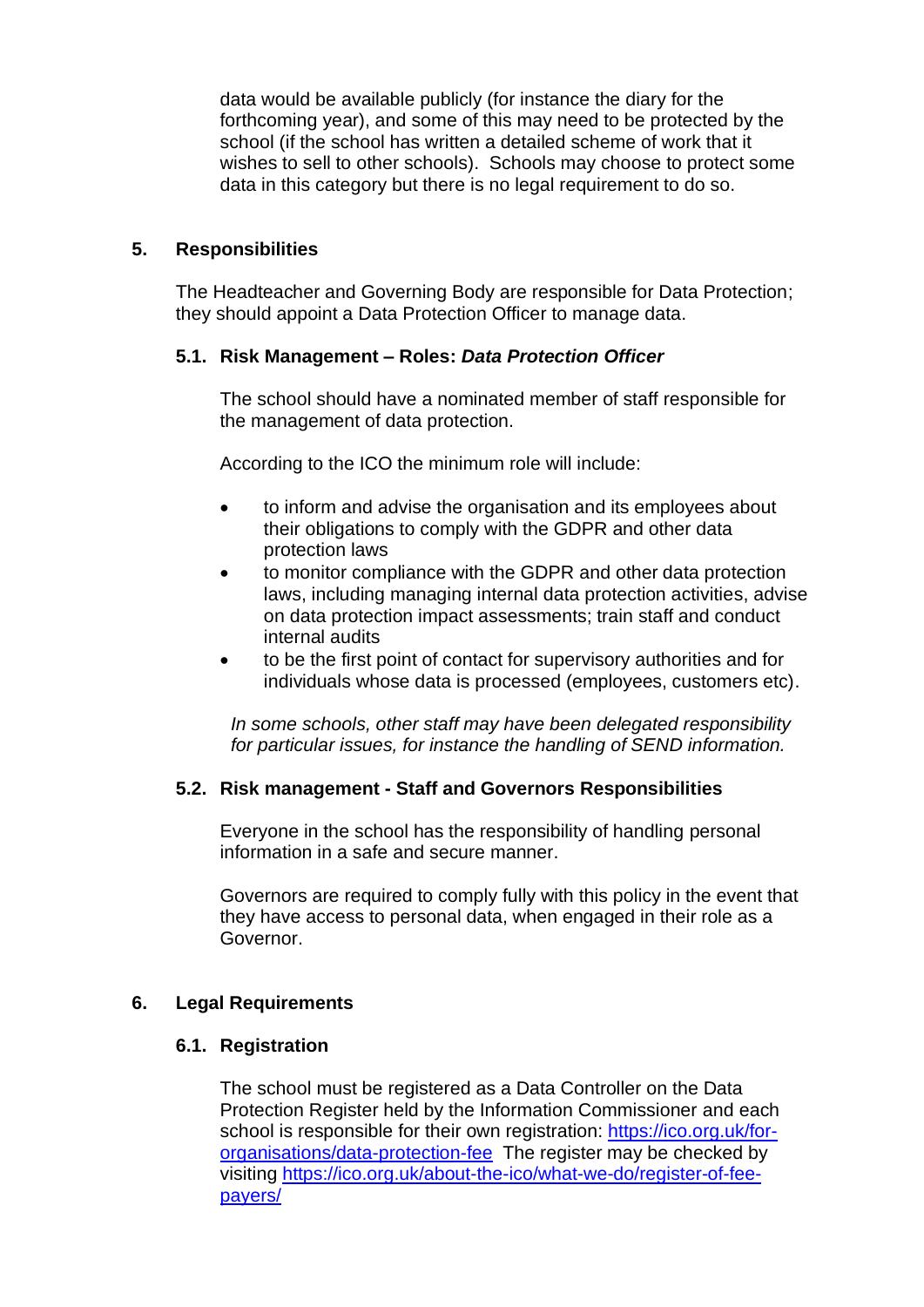data would be available publicly (for instance the diary for the forthcoming year), and some of this may need to be protected by the school (if the school has written a detailed scheme of work that it wishes to sell to other schools). Schools may choose to protect some data in this category but there is no legal requirement to do so.

## 5. Responsibilities

The Headteacher and Governing Body are responsible for Data Protection; they should appoint a Data Protection Officer to manage data.

### 5.1. Risk Management – Roles: *Data Protection Officer*

The school should have a nominated member of staff responsible for the management of data protection.

According to the ICO the minimum role will include:

- to inform and advise the organisation and its employees about their obligations to comply with the GDPR and other data protection laws
- to monitor compliance with the GDPR and other data protection laws, including managing internal data protection activities, advise on data protection impact assessments; train staff and conduct internal audits
- to be the first point of contact for supervisory authorities and for individuals whose data is processed (employees, customers etc).

*In some schools, other staff may have been delegated responsibility for particular issues, for instance the handling of SEND information.*

### 5.2. Risk management - Staff and Governors Responsibilities

Everyone in the school has the responsibility of handling personal information in a safe and secure manner.

Governors are required to comply fully with this policy in the event that they have access to personal data, when engaged in their role as a Governor.

## 6. Legal Requirements

### 6.1. Registration

The school must be registered as a Data Controller on the Data Protection Register held by the Information Commissioner and each school is responsible for their own registration: [https://ico.org.uk/for-organisations/data-protection-fee](https://ico.org.uk/for-organisations/data-protection-fee) The register may be checked by visiting [https://ico.org.uk/about-the-ico/what-we-do/register-of-fee-payers/](https://ico.org.uk/about-the-ico/what-we-do/register-of-fee-payers/)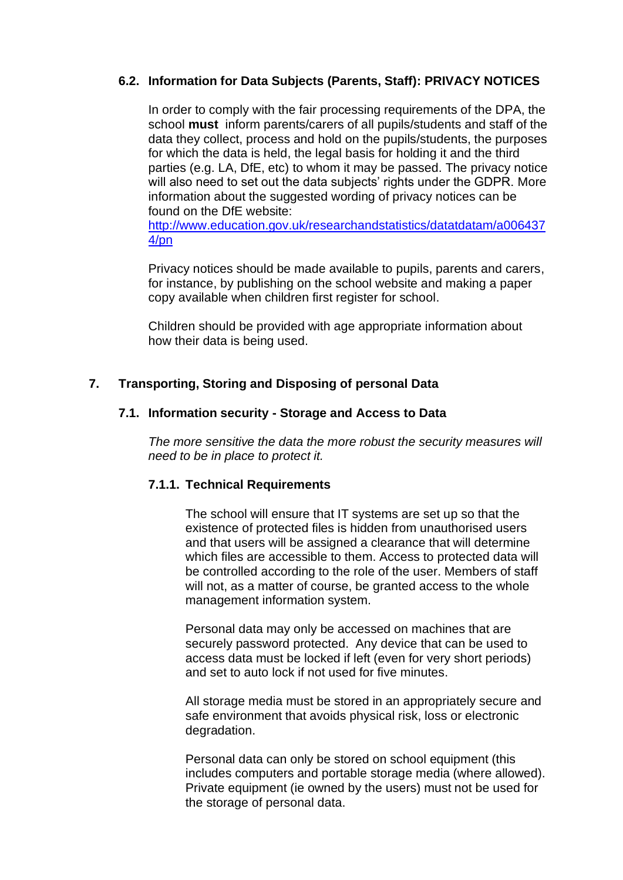### 6.2. Information for Data Subjects (Parents, Staff): PRIVACY NOTICES

In order to comply with the fair processing requirements of the DPA, the school **must** inform parents/carers of all pupils/students and staff of the data they collect, process and hold on the pupils/students, the purposes for which the data is held, the legal basis for holding it and the third parties (e.g. LA, DfE, etc) to whom it may be passed. The privacy notice will also need to set out the data subjects' rights under the GDPR. More information about the suggested wording of privacy notices can be found on the DfE website: [http://www.education.gov.uk/researchandstatistics/datatdatam/a0064374/pn](http://www.education.gov.uk/researchandstatistics/datatdatam/a0064374/pn)

Privacy notices should be made available to pupils, parents and carers, for instance, by publishing on the school website and making a paper copy available when children first register for school.

Children should be provided with age appropriate information about how their data is being used.

## 7. Transporting, Storing and Disposing of personal Data

### 7.1. Information security - Storage and Access to Data

*The more sensitive the data the more robust the security measures will need to be in place to protect it.*

#### 7.1.1. Technical Requirements

The school will ensure that IT systems are set up so that the existence of protected files is hidden from unauthorised users and that users will be assigned a clearance that will determine which files are accessible to them. Access to protected data will be controlled according to the role of the user. Members of staff will not, as a matter of course, be granted access to the whole management information system.

Personal data may only be accessed on machines that are securely password protected. Any device that can be used to access data must be locked if left (even for very short periods) and set to auto lock if not used for five minutes.

All storage media must be stored in an appropriately secure and safe environment that avoids physical risk, loss or electronic degradation.

Personal data can only be stored on school equipment (this includes computers and portable storage media (where allowed). Private equipment (ie owned by the users) must not be used for the storage of personal data.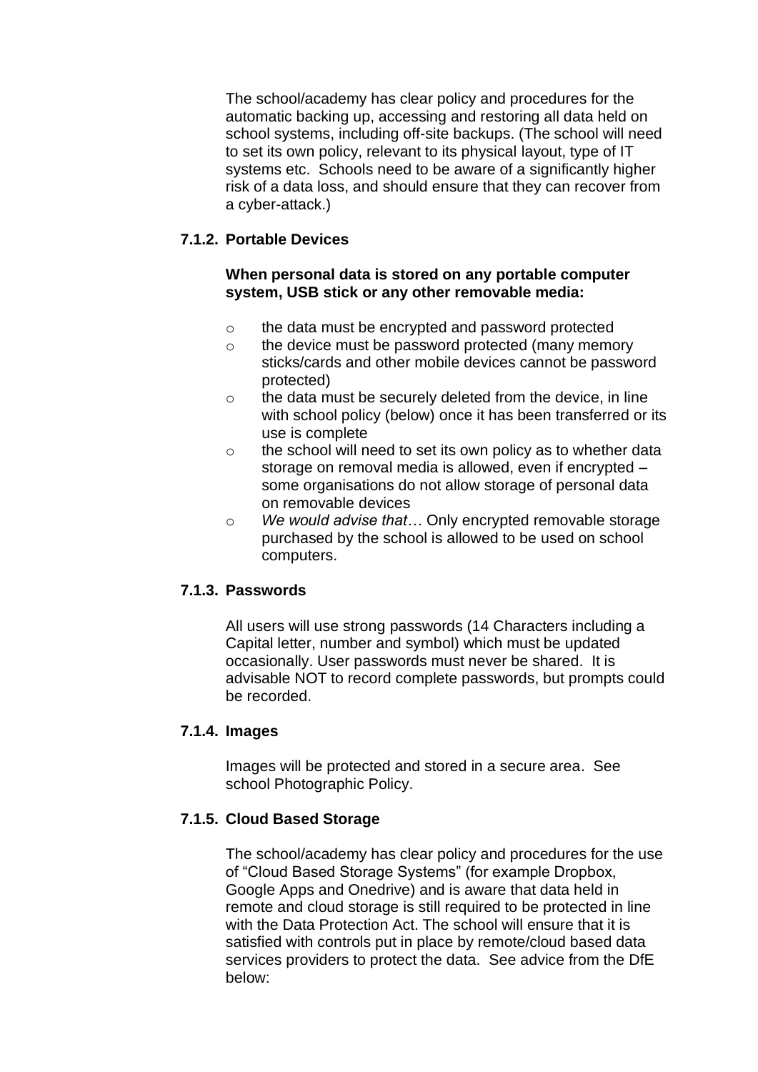The school/academy has clear policy and procedures for the automatic backing up, accessing and restoring all data held on school systems, including off-site backups. (The school will need to set its own policy, relevant to its physical layout, type of IT systems etc. Schools need to be aware of a significantly higher risk of a data loss, and should ensure that they can recover from a cyber-attack.)

#### 7.1.2. Portable Devices

**When personal data is stored on any portable computer system, USB stick or any other removable media:**

- the data must be encrypted and password protected
- the device must be password protected (many memory sticks/cards and other mobile devices cannot be password protected)
- the data must be securely deleted from the device, in line with school policy (below) once it has been transferred or its use is complete
- the school will need to set its own policy as to whether data storage on removal media is allowed, even if encrypted – some organisations do not allow storage of personal data on removable devices
- *We would advise that…* Only encrypted removable storage purchased by the school is allowed to be used on school computers.

#### 7.1.3. Passwords

All users will use strong passwords (14 Characters including a Capital letter, number and symbol) which must be updated occasionally. User passwords must never be shared. It is advisable NOT to record complete passwords, but prompts could be recorded.

#### 7.1.4. Images

Images will be protected and stored in a secure area. See school Photographic Policy.

#### 7.1.5. Cloud Based Storage

The school/academy has clear policy and procedures for the use of "Cloud Based Storage Systems" (for example Dropbox, Google Apps and Onedrive) and is aware that data held in remote and cloud storage is still required to be protected in line with the Data Protection Act. The school will ensure that it is satisfied with controls put in place by remote/cloud based data services providers to protect the data. See advice from the DfE below: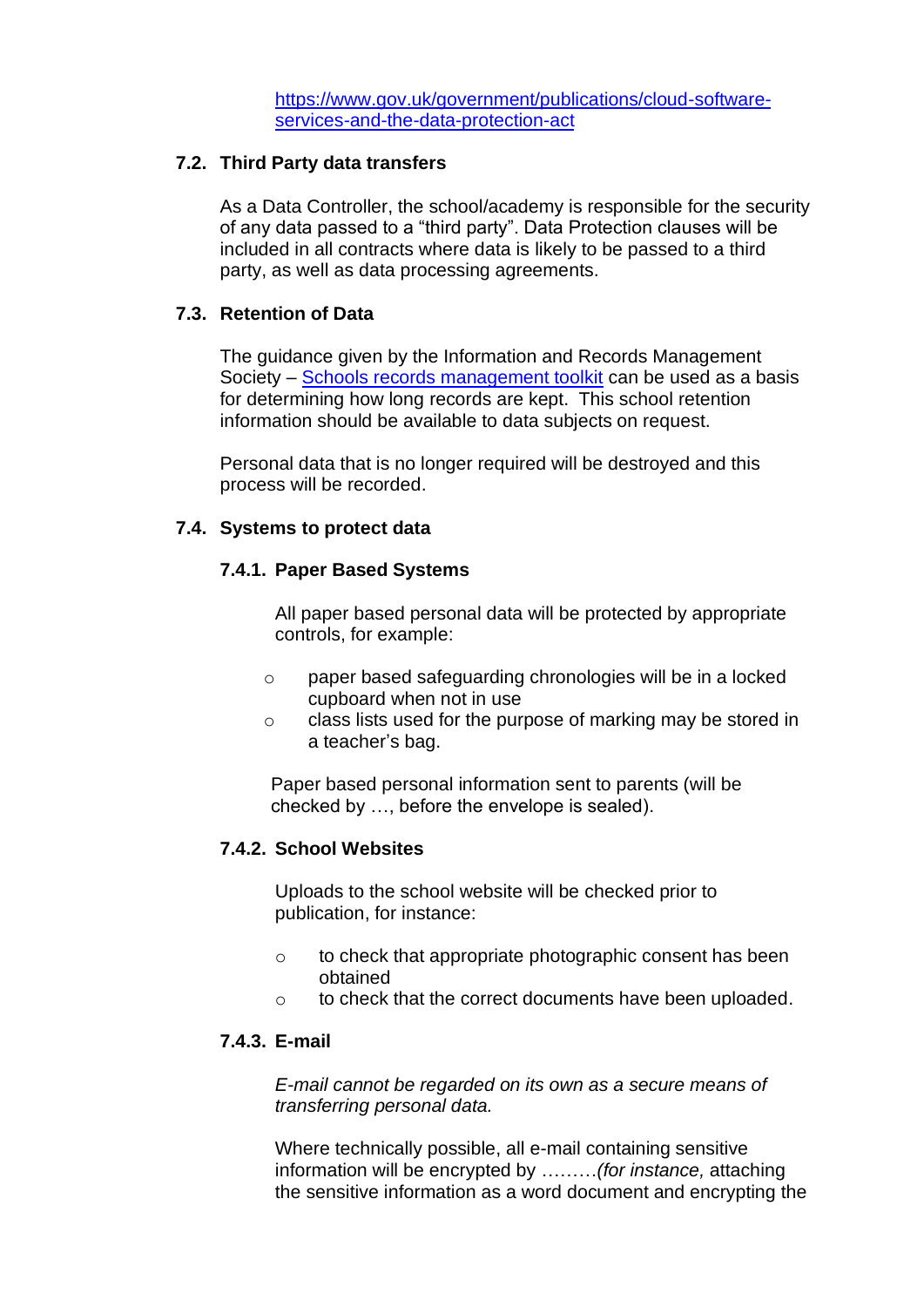[https://www.gov.uk/government/publications/cloud-software-services-and-the-data-protection-act](https://www.gov.uk/government/publications/cloud-software-services-and-the-data-protection-act)

### 7.2. Third Party data transfers

As a Data Controller, the school/academy is responsible for the security of any data passed to a "third party". Data Protection clauses will be included in all contracts where data is likely to be passed to a third party, as well as data processing agreements.

### 7.3. Retention of Data

The guidance given by the Information and Records Management Society – [Schools records management toolkit]() can be used as a basis for determining how long records are kept. This school retention information should be available to data subjects on request.

Personal data that is no longer required will be destroyed and this process will be recorded.

### 7.4. Systems to protect data

#### 7.4.1. Paper Based Systems

All paper based personal data will be protected by appropriate controls, for example:

- paper based safeguarding chronologies will be in a locked cupboard when not in use
- class lists used for the purpose of marking may be stored in a teacher's bag.

Paper based personal information sent to parents (will be checked by …, before the envelope is sealed).

#### 7.4.2. School Websites

Uploads to the school website will be checked prior to publication, for instance:

- to check that appropriate photographic consent has been obtained
- to check that the correct documents have been uploaded.

#### 7.4.3. E-mail

*E-mail cannot be regarded on its own as a secure means of transferring personal data.*

Where technically possible, all e-mail containing sensitive information will be encrypted by ………*(for instance,* attaching the sensitive information as a word document and encrypting the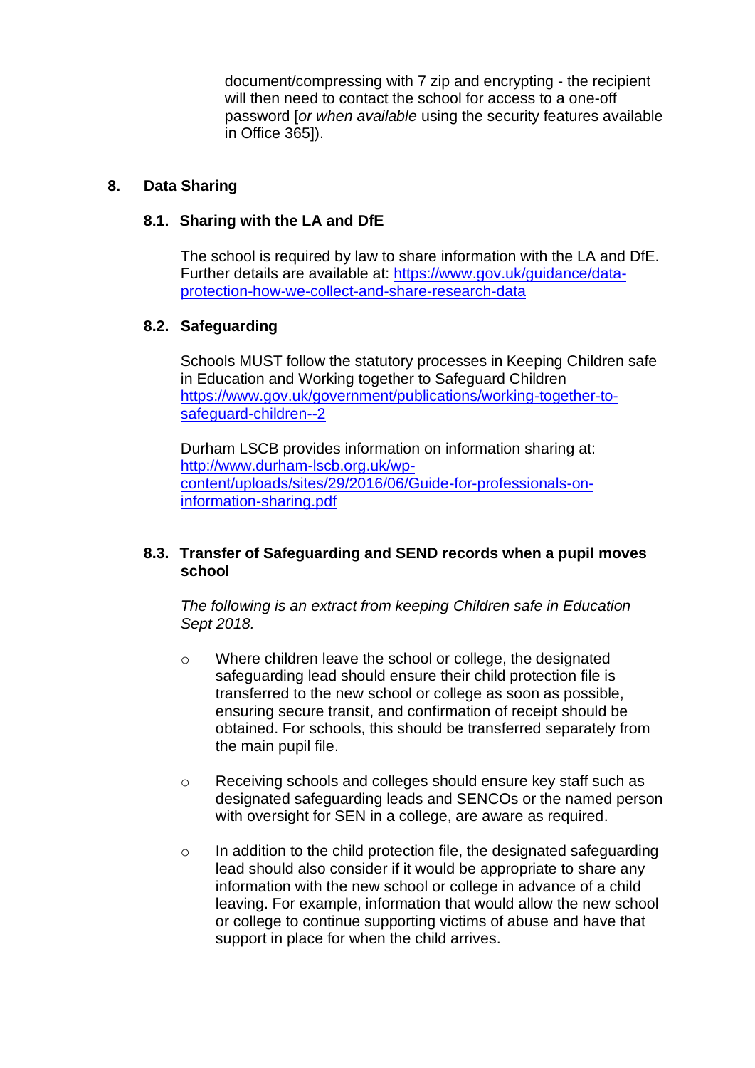document/compressing with 7 zip and encrypting - the recipient will then need to contact the school for access to a one-off password [*or when available* using the security features available in Office 365]).

## 8. Data Sharing

### 8.1. Sharing with the LA and DfE

The school is required by law to share information with the LA and DfE. Further details are available at: [https://www.gov.uk/guidance/data-protection-how-we-collect-and-share-research-data](https://www.gov.uk/guidance/data-protection-how-we-collect-and-share-research-data)

### 8.2. Safeguarding

Schools MUST follow the statutory processes in Keeping Children safe in Education and Working together to Safeguard Children [https://www.gov.uk/government/publications/working-together-to-safeguard-children--2](https://www.gov.uk/government/publications/working-together-to-safeguard-children--2)

Durham LSCB provides information on information sharing at: [http://www.durham-lscb.org.uk/wp-content/uploads/sites/29/2016/06/Guide-for-professionals-on-information-sharing.pdf](http://www.durham-lscb.org.uk/wp-content/uploads/sites/29/2016/06/Guide-for-professionals-on-information-sharing.pdf)

### 8.3. Transfer of Safeguarding and SEND records when a pupil moves school

*The following is an extract from keeping Children safe in Education Sept 2018.*

- Where children leave the school or college, the designated safeguarding lead should ensure their child protection file is transferred to the new school or college as soon as possible, ensuring secure transit, and confirmation of receipt should be obtained. For schools, this should be transferred separately from the main pupil file.

- Receiving schools and colleges should ensure key staff such as designated safeguarding leads and SENCOs or the named person with oversight for SEN in a college, are aware as required.

- In addition to the child protection file, the designated safeguarding lead should also consider if it would be appropriate to share any information with the new school or college in advance of a child leaving. For example, information that would allow the new school or college to continue supporting victims of abuse and have that support in place for when the child arrives.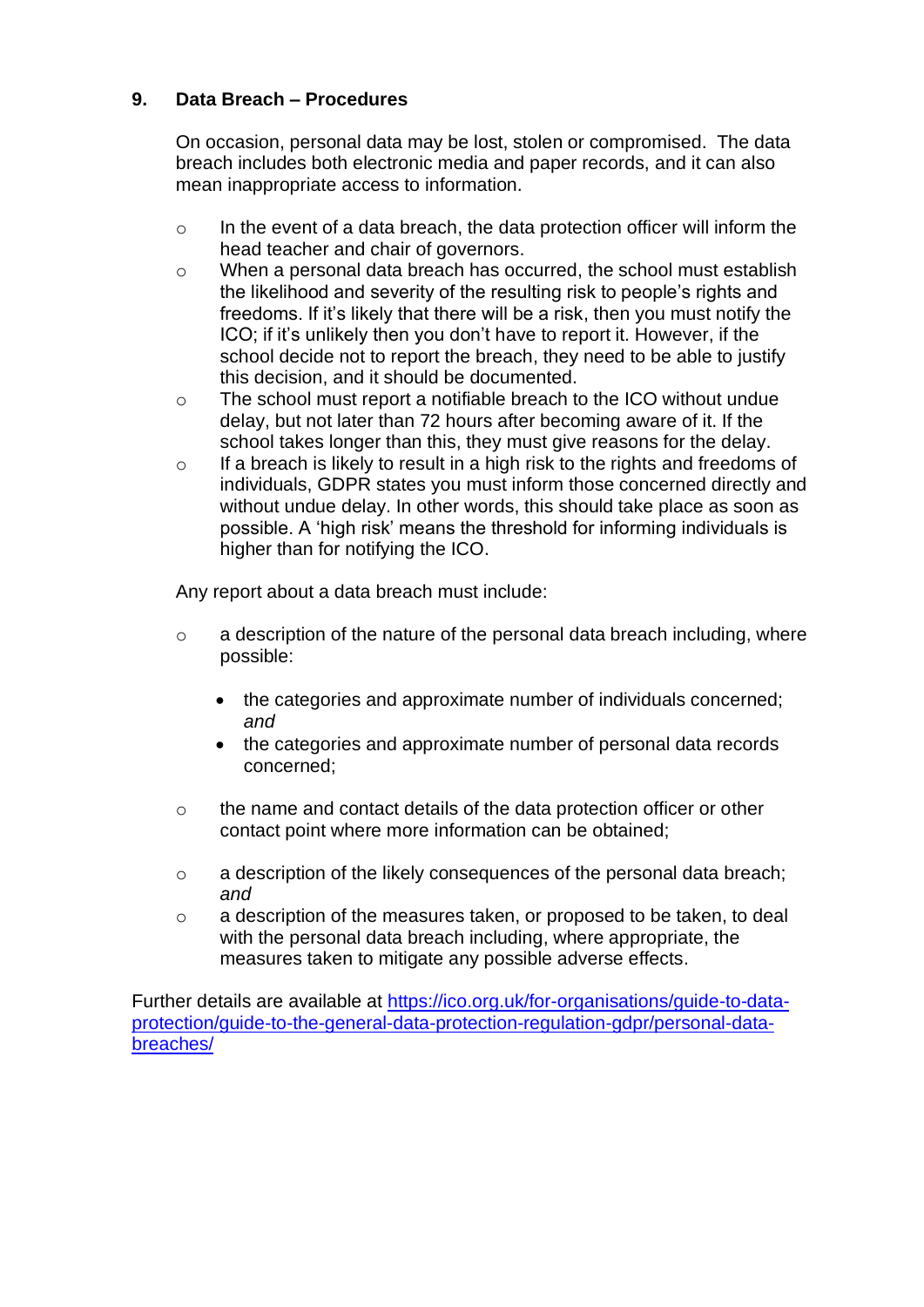## 9. Data Breach – Procedures

On occasion, personal data may be lost, stolen or compromised. The data breach includes both electronic media and paper records, and it can also mean inappropriate access to information.

- In the event of a data breach, the data protection officer will inform the head teacher and chair of governors.
- When a personal data breach has occurred, the school must establish the likelihood and severity of the resulting risk to people's rights and freedoms. If it's likely that there will be a risk, then you must notify the ICO; if it's unlikely then you don't have to report it. However, if the school decide not to report the breach, they need to be able to justify this decision, and it should be documented.
- The school must report a notifiable breach to the ICO without undue delay, but not later than 72 hours after becoming aware of it. If the school takes longer than this, they must give reasons for the delay.
- If a breach is likely to result in a high risk to the rights and freedoms of individuals, GDPR states you must inform those concerned directly and without undue delay. In other words, this should take place as soon as possible. A 'high risk' means the threshold for informing individuals is higher than for notifying the ICO.

Any report about a data breach must include:

- a description of the nature of the personal data breach including, where possible:
  - the categories and approximate number of individuals concerned; *and*
  - the categories and approximate number of personal data records concerned;
- the name and contact details of the data protection officer or other contact point where more information can be obtained;
- a description of the likely consequences of the personal data breach; *and*
- a description of the measures taken, or proposed to be taken, to deal with the personal data breach including, where appropriate, the measures taken to mitigate any possible adverse effects.

Further details are available at https://ico.org.uk/for-organisations/guide-to-data-protection/guide-to-the-general-data-protection-regulation-gdpr/personal-data-breaches/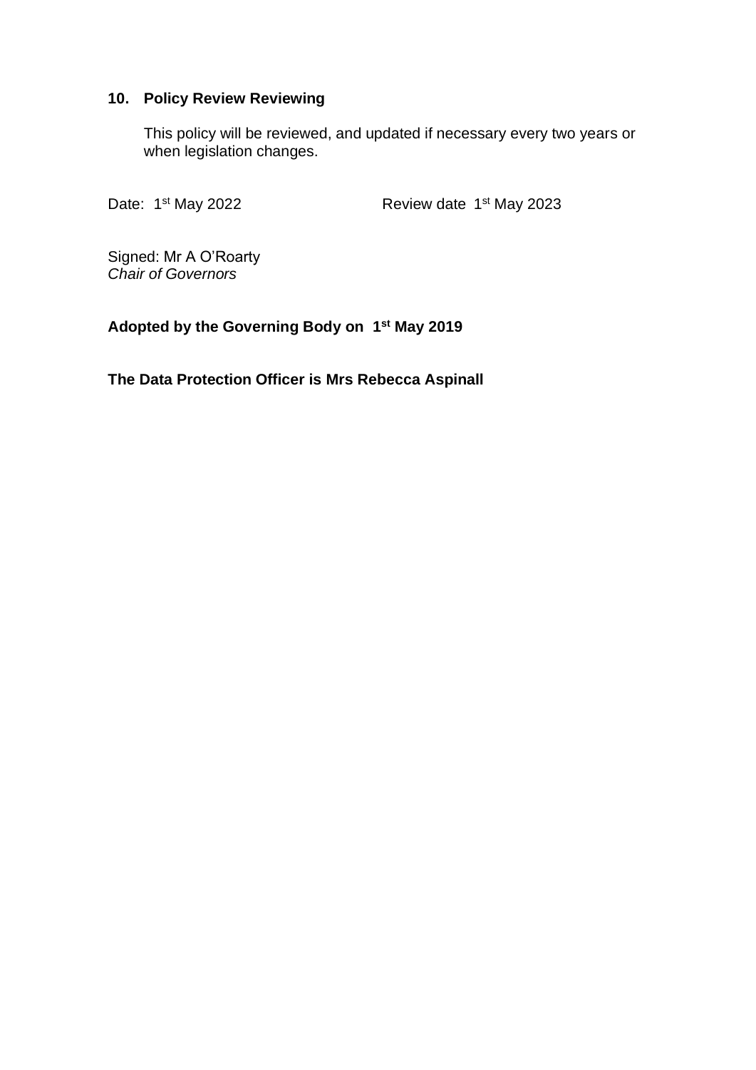## 10. Policy Review Reviewing

This policy will be reviewed, and updated if necessary every two years or when legislation changes.

Date: 1st May 2022　　　　　Review date 1st May 2023

Signed: Mr A O'Roarty
*Chair of Governors*

**Adopted by the Governing Body on 1st May 2019**

**The Data Protection Officer is Mrs Rebecca Aspinall**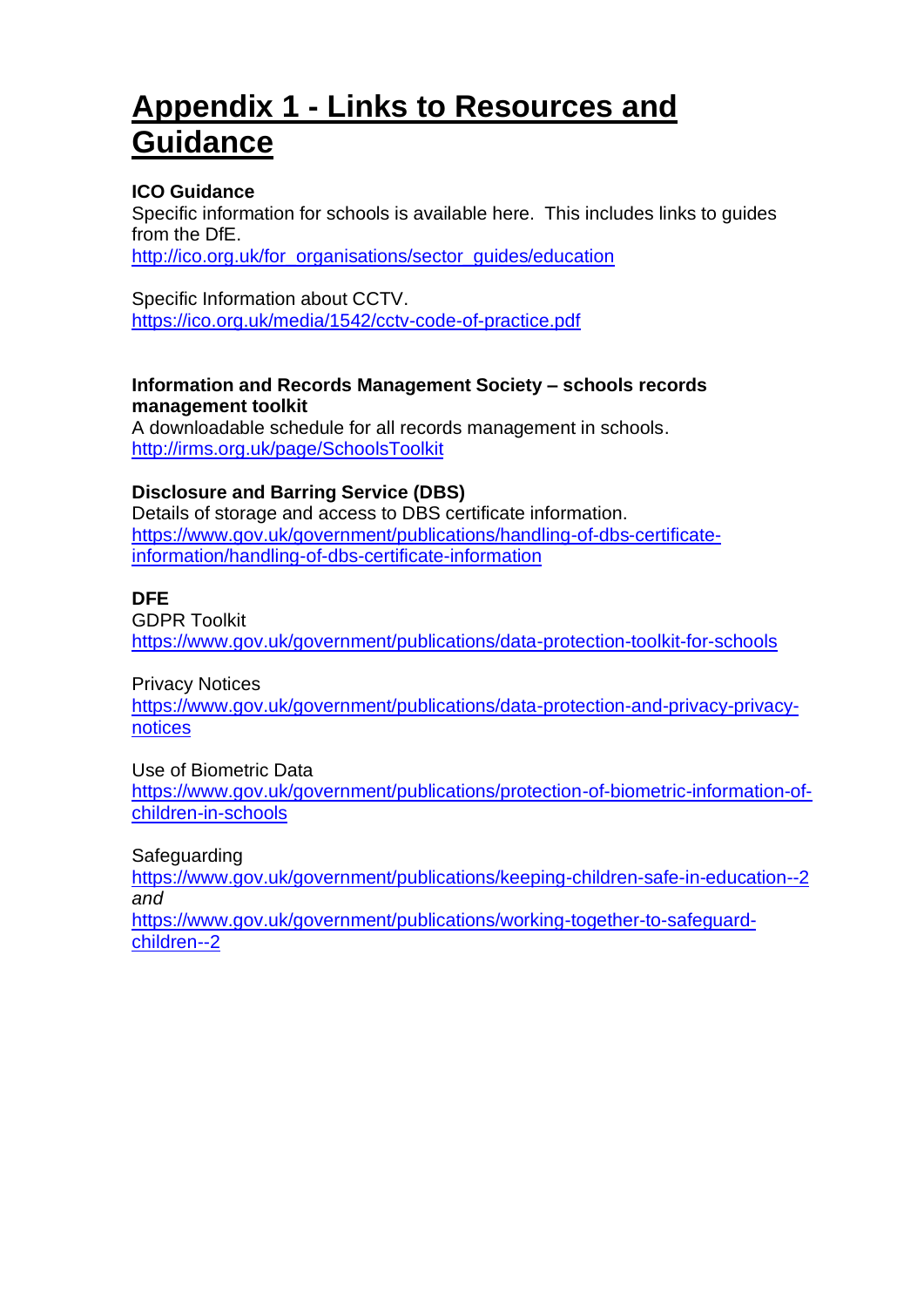# Appendix 1 - Links to Resources and Guidance

**ICO Guidance**
Specific information for schools is available here. This includes links to guides from the DfE.
http://ico.org.uk/for_organisations/sector_guides/education

Specific Information about CCTV.
https://ico.org.uk/media/1542/cctv-code-of-practice.pdf

**Information and Records Management Society – schools records management toolkit**
A downloadable schedule for all records management in schools.
http://irms.org.uk/page/SchoolsToolkit

**Disclosure and Barring Service (DBS)**
Details of storage and access to DBS certificate information.
https://www.gov.uk/government/publications/handling-of-dbs-certificate-information/handling-of-dbs-certificate-information

**DFE**
GDPR Toolkit
https://www.gov.uk/government/publications/data-protection-toolkit-for-schools

Privacy Notices
https://www.gov.uk/government/publications/data-protection-and-privacy-privacy-notices

Use of Biometric Data
https://www.gov.uk/government/publications/protection-of-biometric-information-of-children-in-schools

Safeguarding
https://www.gov.uk/government/publications/keeping-children-safe-in-education--2
*and*
https://www.gov.uk/government/publications/working-together-to-safeguard-children--2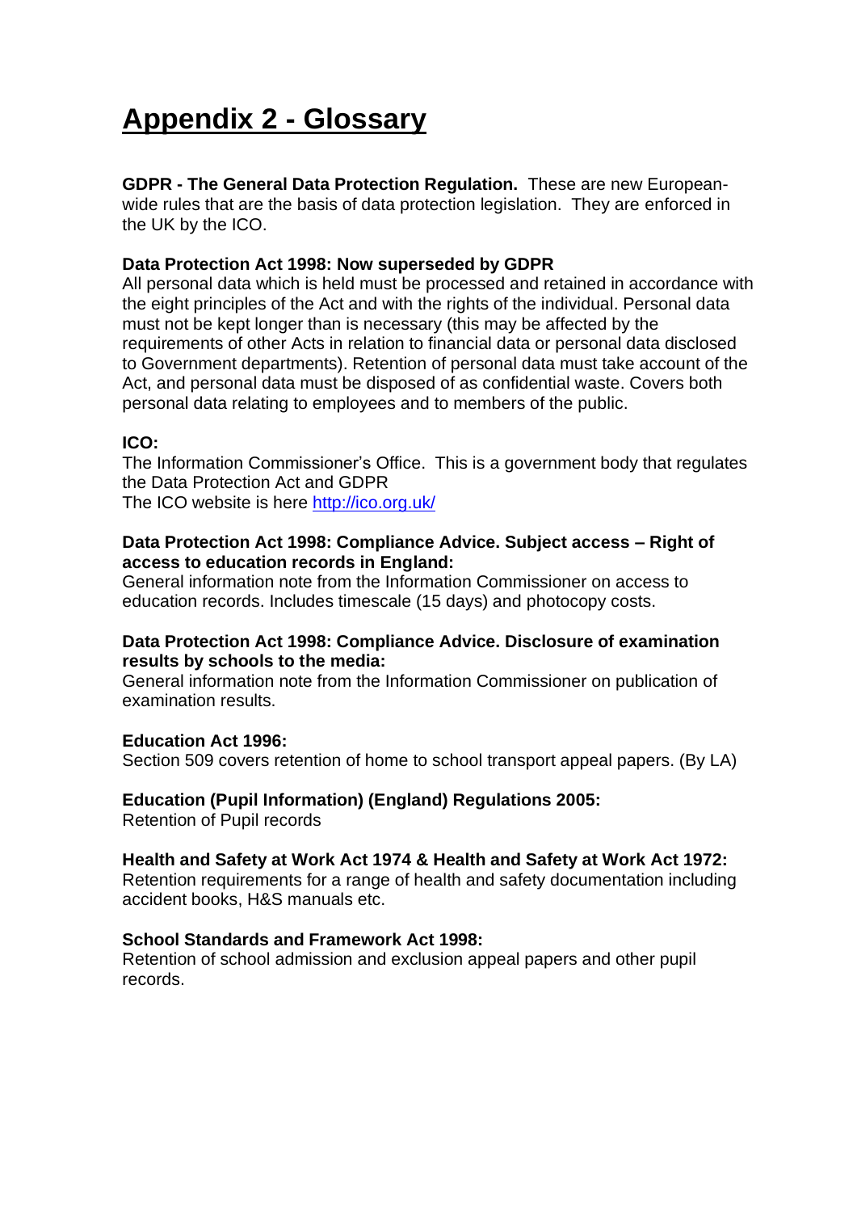# Appendix 2 - Glossary

**GDPR - The General Data Protection Regulation.** These are new European-wide rules that are the basis of data protection legislation. They are enforced in the UK by the ICO.

**Data Protection Act 1998: Now superseded by GDPR**
All personal data which is held must be processed and retained in accordance with the eight principles of the Act and with the rights of the individual. Personal data must not be kept longer than is necessary (this may be affected by the requirements of other Acts in relation to financial data or personal data disclosed to Government departments). Retention of personal data must take account of the Act, and personal data must be disposed of as confidential waste. Covers both personal data relating to employees and to members of the public.

**ICO:**
The Information Commissioner's Office. This is a government body that regulates the Data Protection Act and GDPR
The ICO website is here [http://ico.org.uk/](http://ico.org.uk/)

**Data Protection Act 1998: Compliance Advice. Subject access – Right of access to education records in England:**
General information note from the Information Commissioner on access to education records. Includes timescale (15 days) and photocopy costs.

**Data Protection Act 1998: Compliance Advice. Disclosure of examination results by schools to the media:**
General information note from the Information Commissioner on publication of examination results.

**Education Act 1996:**
Section 509 covers retention of home to school transport appeal papers. (By LA)

**Education (Pupil Information) (England) Regulations 2005:**
Retention of Pupil records

**Health and Safety at Work Act 1974 & Health and Safety at Work Act 1972:**
Retention requirements for a range of health and safety documentation including accident books, H&S manuals etc.

**School Standards and Framework Act 1998:**
Retention of school admission and exclusion appeal papers and other pupil records.